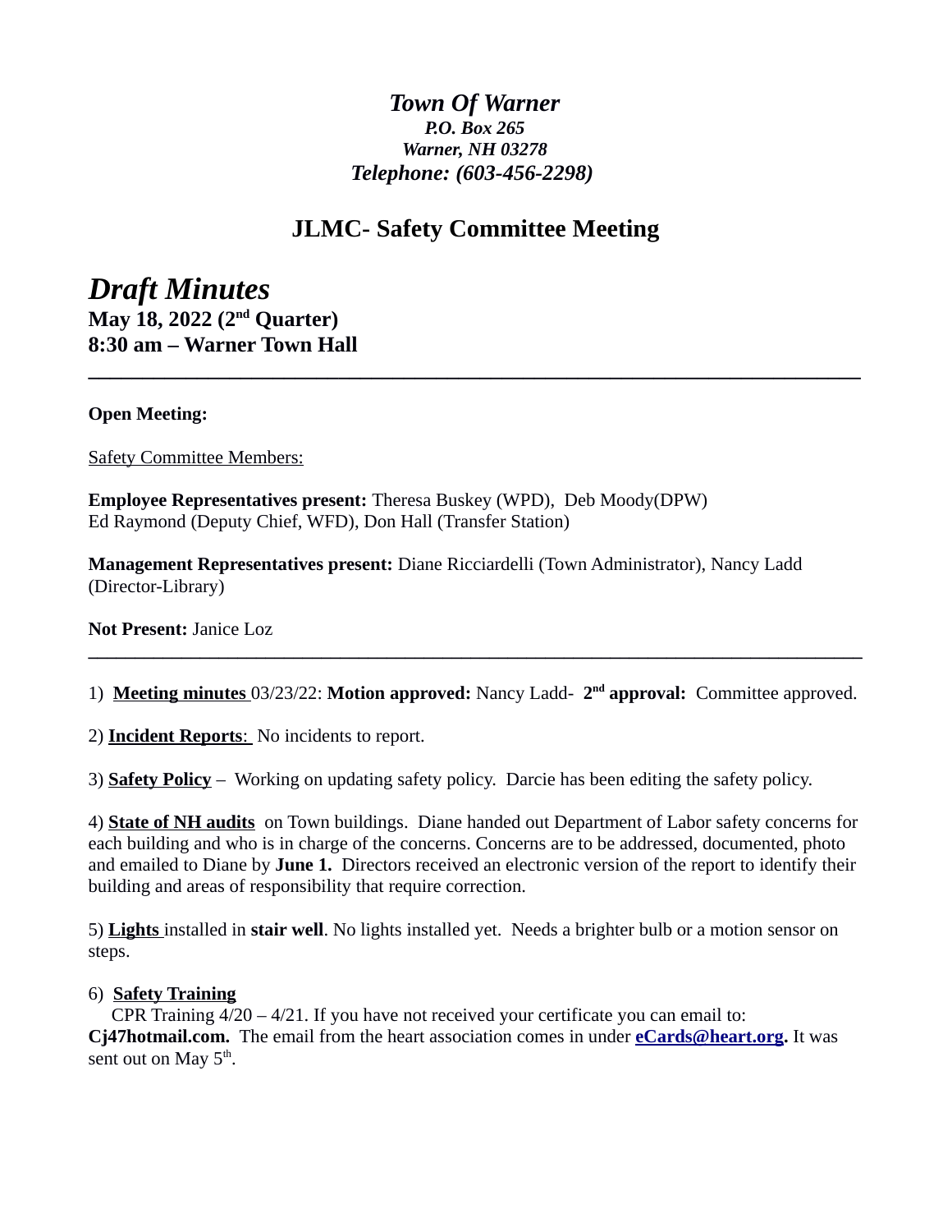# *Town Of Warner*

***P.O. Box 265***
***Warner, NH 03278***
***Telephone: (603-456-2298)***

## JLMC- Safety Committee Meeting

# *Draft Minutes*

**May 18, 2022 (2nd Quarter)**
**8:30 am – Warner Town Hall**

---

**Open Meeting:**

Safety Committee Members:

**Employee Representatives present:** Theresa Buskey (WPD), Deb Moody(DPW)
Ed Raymond (Deputy Chief, WFD), Don Hall (Transfer Station)

**Management Representatives present:** Diane Ricciardelli (Town Administrator), Nancy Ladd (Director-Library)

**Not Present:** Janice Loz

---

1) **Meeting minutes** 03/23/22: **Motion approved:** Nancy Ladd- **2nd approval:** Committee approved.

2) **Incident Reports**: No incidents to report.

3) **Safety Policy** – Working on updating safety policy. Darcie has been editing the safety policy.

4) **State of NH audits** on Town buildings. Diane handed out Department of Labor safety concerns for each building and who is in charge of the concerns. Concerns are to be addressed, documented, photo and emailed to Diane by **June 1.** Directors received an electronic version of the report to identify their building and areas of responsibility that require correction.

5) **Lights** installed in **stair well**. No lights installed yet. Needs a brighter bulb or a motion sensor on steps.

6) **Safety Training**
CPR Training 4/20 – 4/21. If you have not received your certificate you can email to: **Cj47hotmail.com.** The email from the heart association comes in under **eCards@heart.org.** It was sent out on May 5th.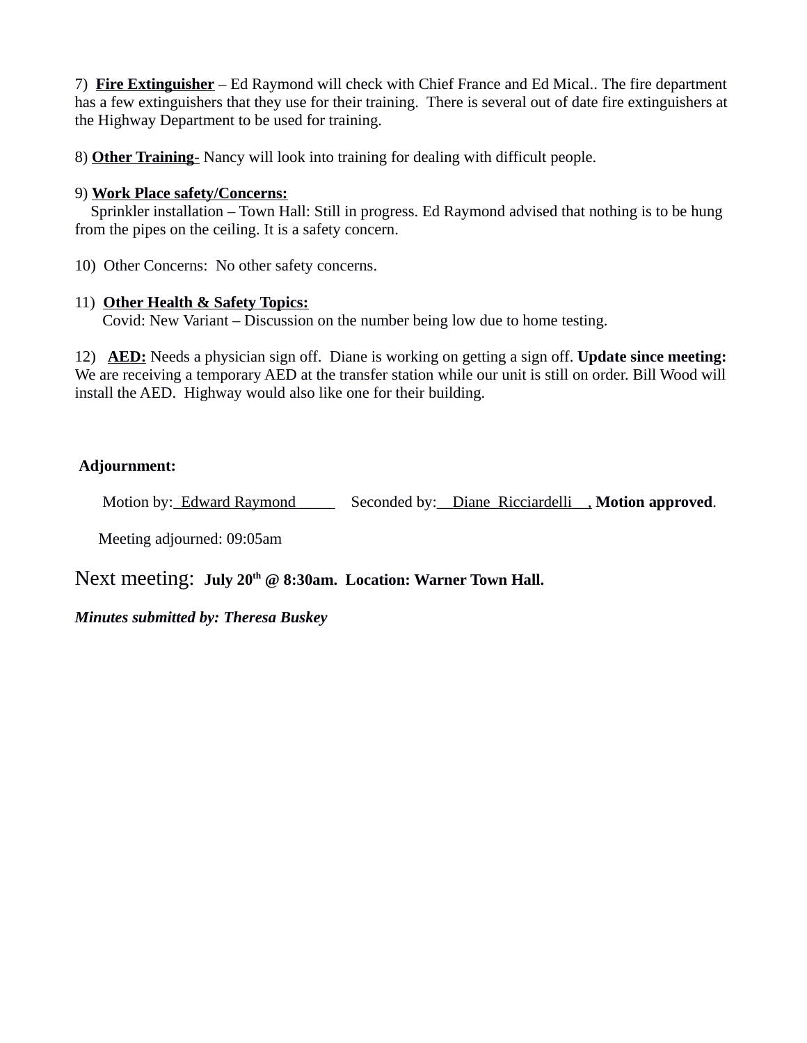7) **Fire Extinguisher** – Ed Raymond will check with Chief France and Ed Mical.. The fire department has a few extinguishers that they use for their training. There is several out of date fire extinguishers at the Highway Department to be used for training.

8) **Other Training-** Nancy will look into training for dealing with difficult people.

9) **Work Place safety/Concerns:**
Sprinkler installation – Town Hall: Still in progress. Ed Raymond advised that nothing is to be hung from the pipes on the ceiling. It is a safety concern.

10) Other Concerns: No other safety concerns.

11) **Other Health & Safety Topics:**
Covid: New Variant – Discussion on the number being low due to home testing.

12) **AED:** Needs a physician sign off. Diane is working on getting a sign off. **Update since meeting:** We are receiving a temporary AED at the transfer station while our unit is still on order. Bill Wood will install the AED. Highway would also like one for their building.

**Adjournment:**

Motion by: Edward Raymond Seconded by: Diane Ricciardelli , **Motion approved**.

Meeting adjourned: 09:05am

Next meeting: **July 20th @ 8:30am. Location: Warner Town Hall.**

***Minutes submitted by: Theresa Buskey***